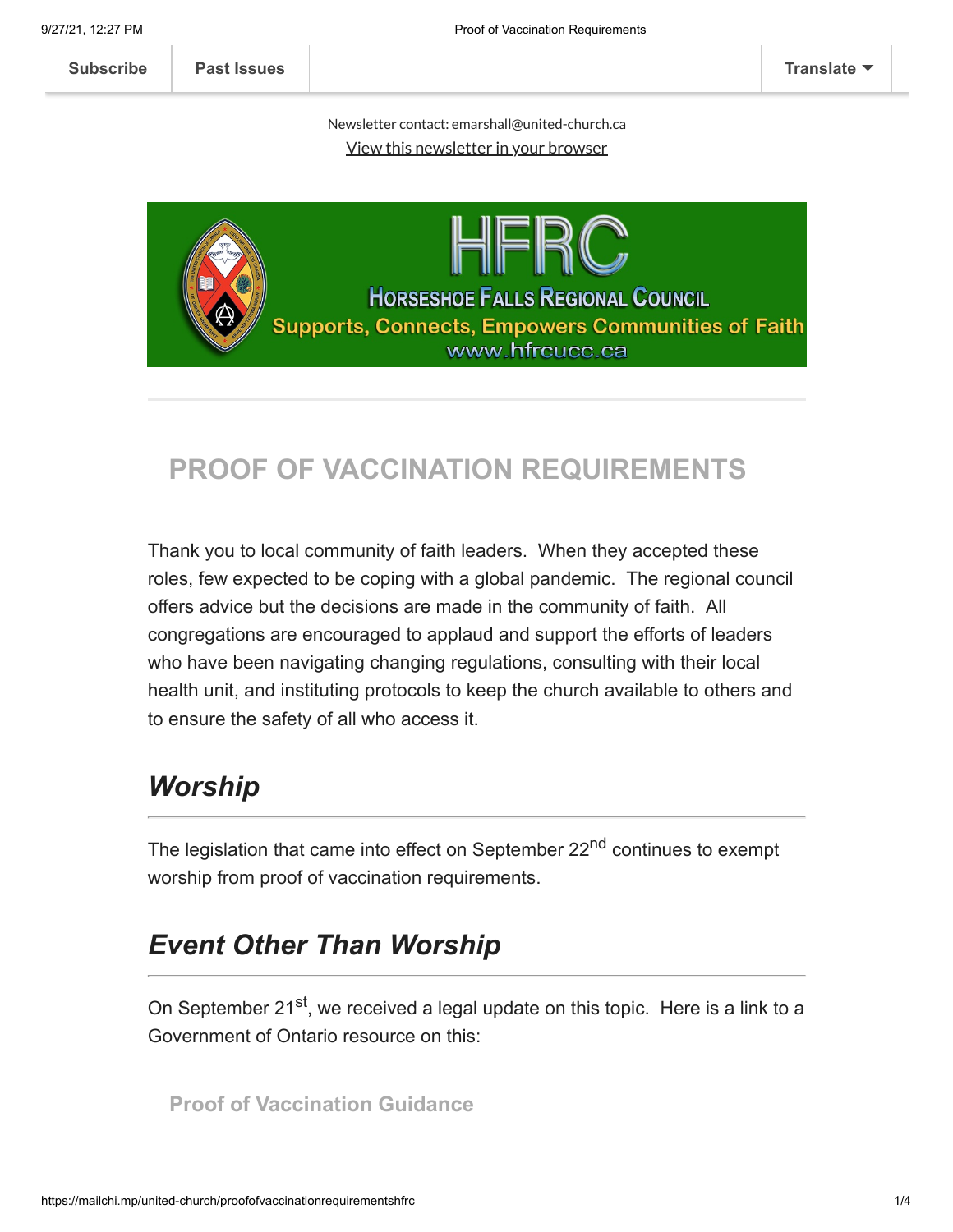Subscribe | Past Issues | Translate

Newsletter contact: emarshall@united-church.ca

View this newsletter in your browser

HFRC

Horseshoe Falls Regional Council

Supports, Connects, Empowers Communities of Faith

www.hfrcucc.ca

# PROOF OF VACCINATION REQUIREMENTS

Thank you to local community of faith leaders. When they accepted these roles, few expected to be coping with a global pandemic. The regional council offers advice but the decisions are made in the community of faith. All congregations are encouraged to applaud and support the efforts of leaders who have been navigating changing regulations, consulting with their local health unit, and instituting protocols to keep the church available to others and to ensure the safety of all who access it.

## *Worship*

The legislation that came into effect on September 22nd continues to exempt worship from proof of vaccination requirements.

## *Event Other Than Worship*

On September 21st, we received a legal update on this topic. Here is a link to a Government of Ontario resource on this:

**Proof of Vaccination Guidance**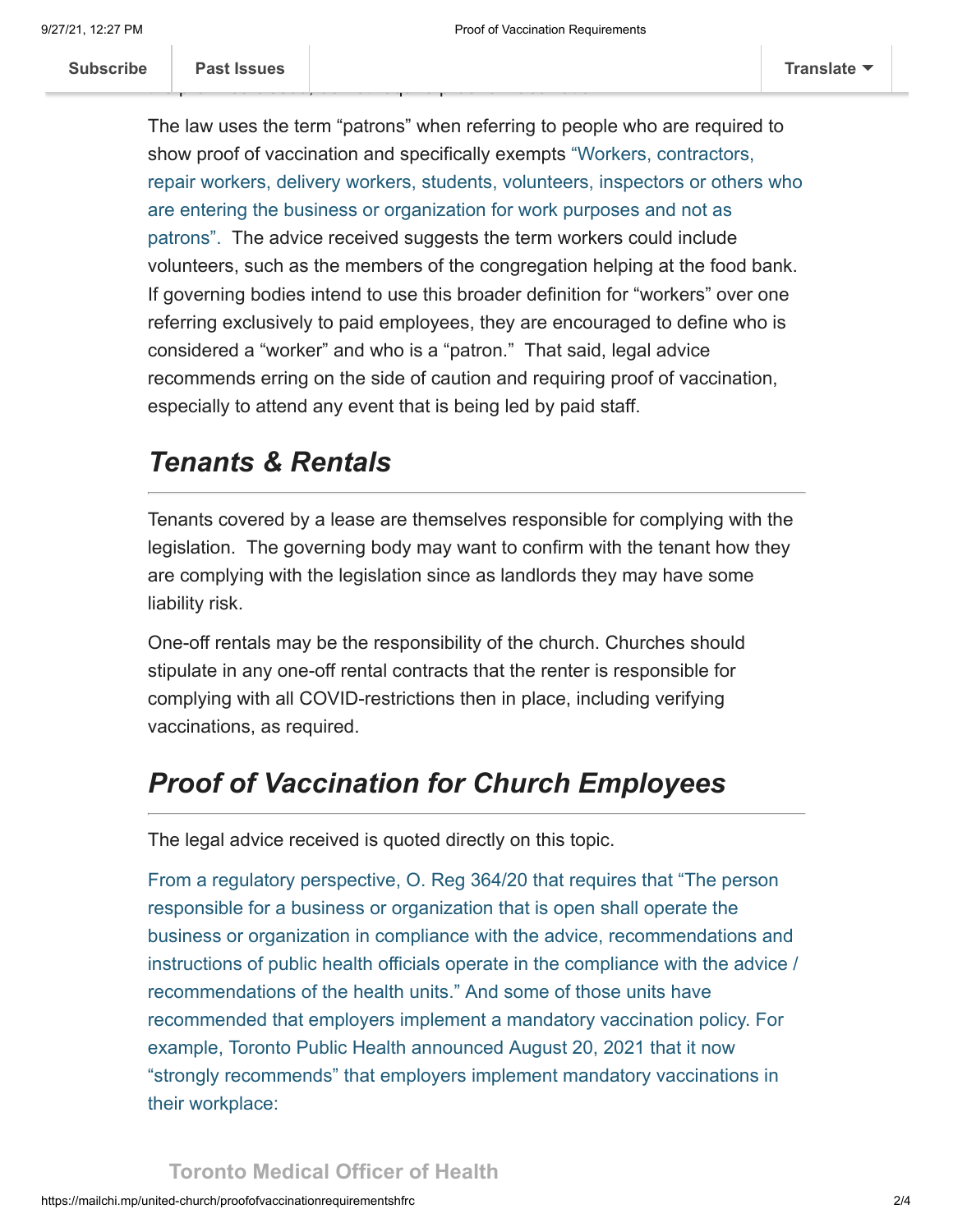The law uses the term "patrons" when referring to people who are required to show proof of vaccination and specifically exempts "Workers, contractors, repair workers, delivery workers, students, volunteers, inspectors or others who are entering the business or organization for work purposes and not as patrons". The advice received suggests the term workers could include volunteers, such as the members of the congregation helping at the food bank. If governing bodies intend to use this broader definition for "workers" over one referring exclusively to paid employees, they are encouraged to define who is considered a "worker" and who is a "patron." That said, legal advice recommends erring on the side of caution and requiring proof of vaccination, especially to attend any event that is being led by paid staff.

## *Tenants & Rentals*

Tenants covered by a lease are themselves responsible for complying with the legislation. The governing body may want to confirm with the tenant how they are complying with the legislation since as landlords they may have some liability risk.

One-off rentals may be the responsibility of the church. Churches should stipulate in any one-off rental contracts that the renter is responsible for complying with all COVID-restrictions then in place, including verifying vaccinations, as required.

## *Proof of Vaccination for Church Employees*

The legal advice received is quoted directly on this topic.

From a regulatory perspective, O. Reg 364/20 that requires that "The person responsible for a business or organization that is open shall operate the business or organization in compliance with the advice, recommendations and instructions of public health officials operate in the compliance with the advice / recommendations of the health units." And some of those units have recommended that employers implement a mandatory vaccination policy. For example, Toronto Public Health announced August 20, 2021 that it now "strongly recommends" that employers implement mandatory vaccinations in their workplace:

**Toronto Medical Officer of Health**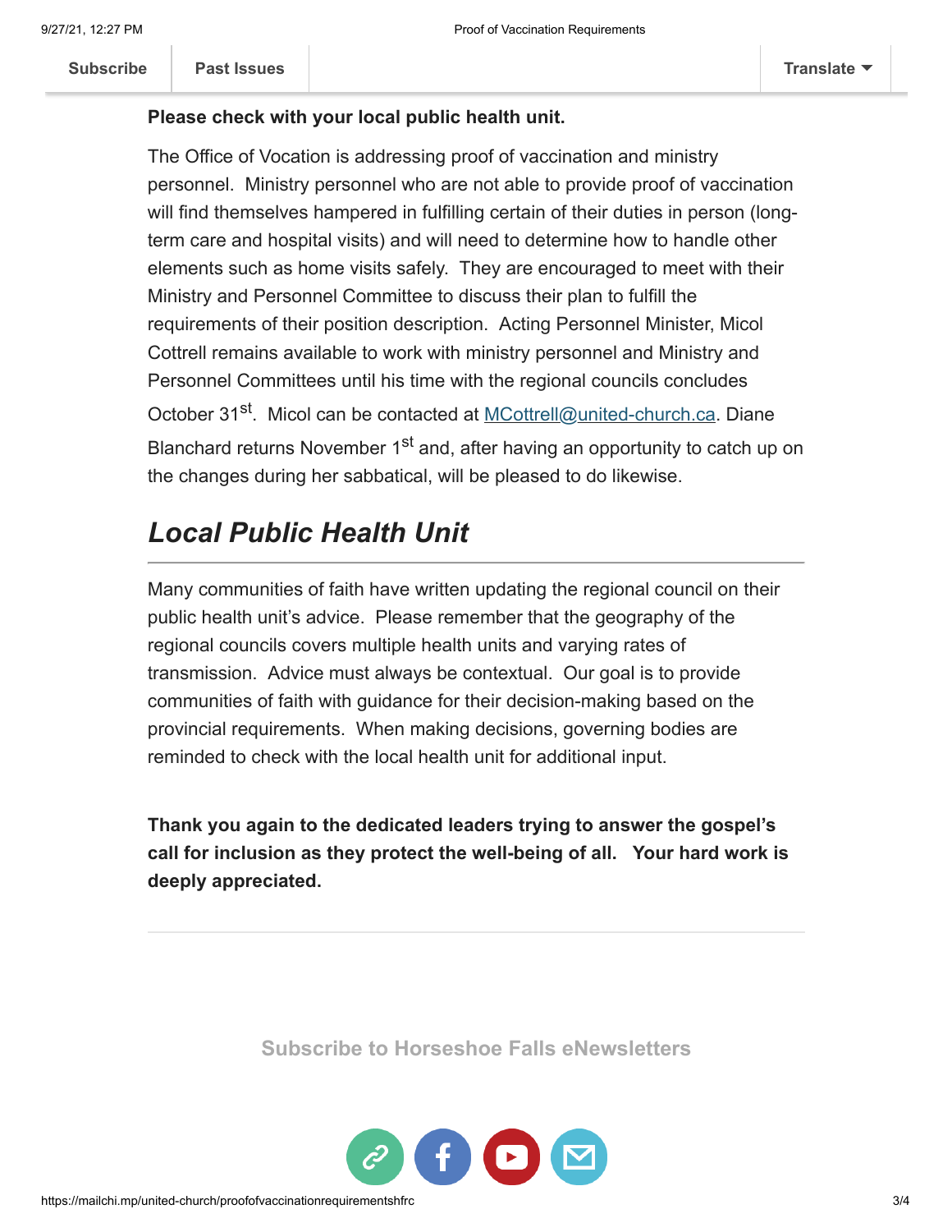**Please check with your local public health unit.**

The Office of Vocation is addressing proof of vaccination and ministry personnel. Ministry personnel who are not able to provide proof of vaccination will find themselves hampered in fulfilling certain of their duties in person (long-term care and hospital visits) and will need to determine how to handle other elements such as home visits safely. They are encouraged to meet with their Ministry and Personnel Committee to discuss their plan to fulfill the requirements of their position description. Acting Personnel Minister, Micol Cottrell remains available to work with ministry personnel and Ministry and Personnel Committees until his time with the regional councils concludes October 31st. Micol can be contacted at MCottrell@united-church.ca. Diane Blanchard returns November 1st and, after having an opportunity to catch up on the changes during her sabbatical, will be pleased to do likewise.

## *Local Public Health Unit*

Many communities of faith have written updating the regional council on their public health unit's advice. Please remember that the geography of the regional councils covers multiple health units and varying rates of transmission. Advice must always be contextual. Our goal is to provide communities of faith with guidance for their decision-making based on the provincial requirements. When making decisions, governing bodies are reminded to check with the local health unit for additional input.

**Thank you again to the dedicated leaders trying to answer the gospel's call for inclusion as they protect the well-being of all. Your hard work is deeply appreciated.**

---

**Subscribe to Horseshoe Falls eNewsletters**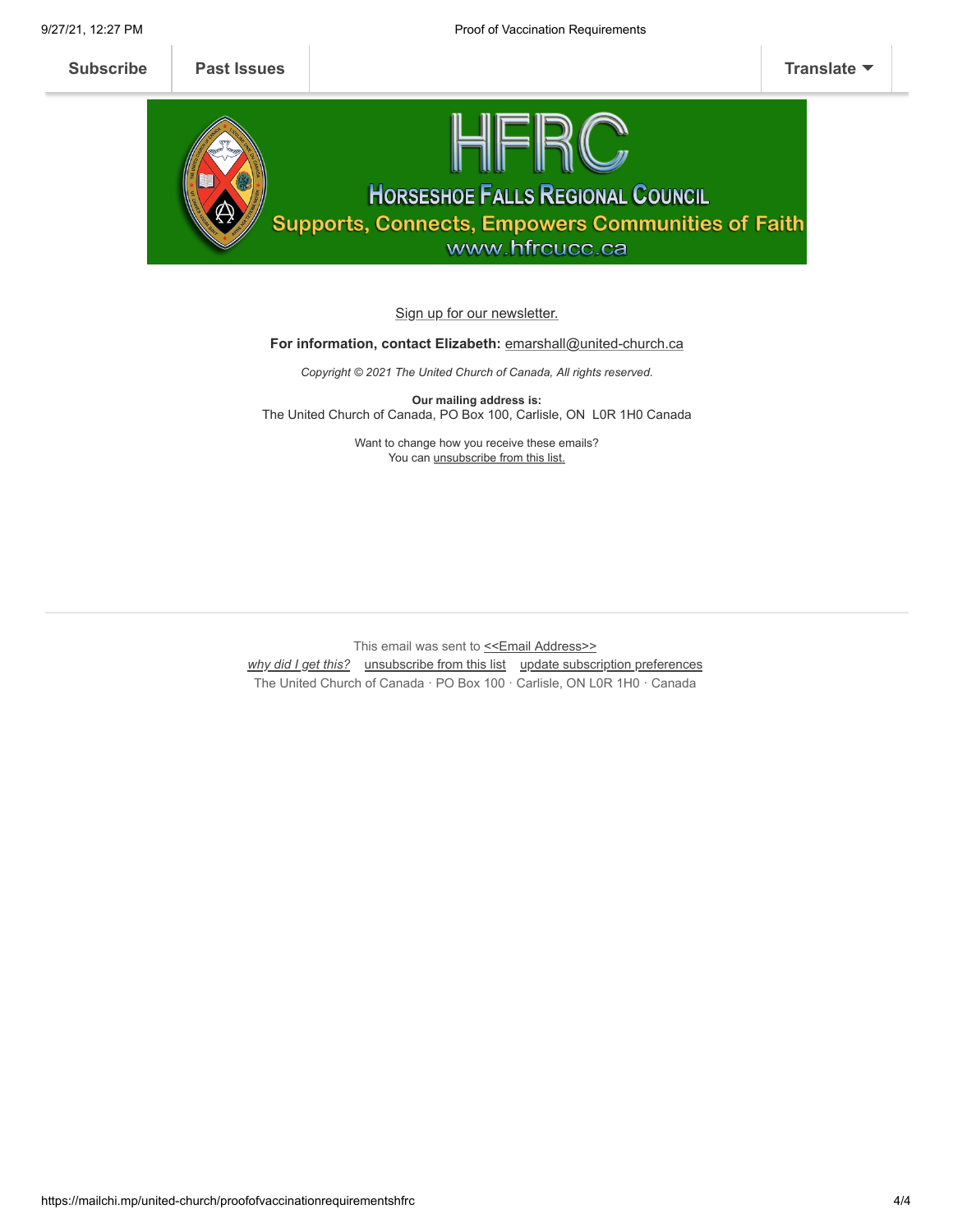Subscribe | Past Issues | Translate

HFRC
HORSESHOE FALLS REGIONAL COUNCIL
Supports, Connects, Empowers Communities of Faith
www.hfrcucc.ca

Sign up for our newsletter.

**For information, contact Elizabeth:** emarshall@united-church.ca

*Copyright © 2021 The United Church of Canada, All rights reserved.*

**Our mailing address is:**
The United Church of Canada, PO Box 100, Carlisle, ON L0R 1H0 Canada

Want to change how you receive these emails?
You can unsubscribe from this list.

---

This email was sent to <<Email Address>>
*why did I get this?* unsubscribe from this list update subscription preferences
The United Church of Canada · PO Box 100 · Carlisle, ON L0R 1H0 · Canada